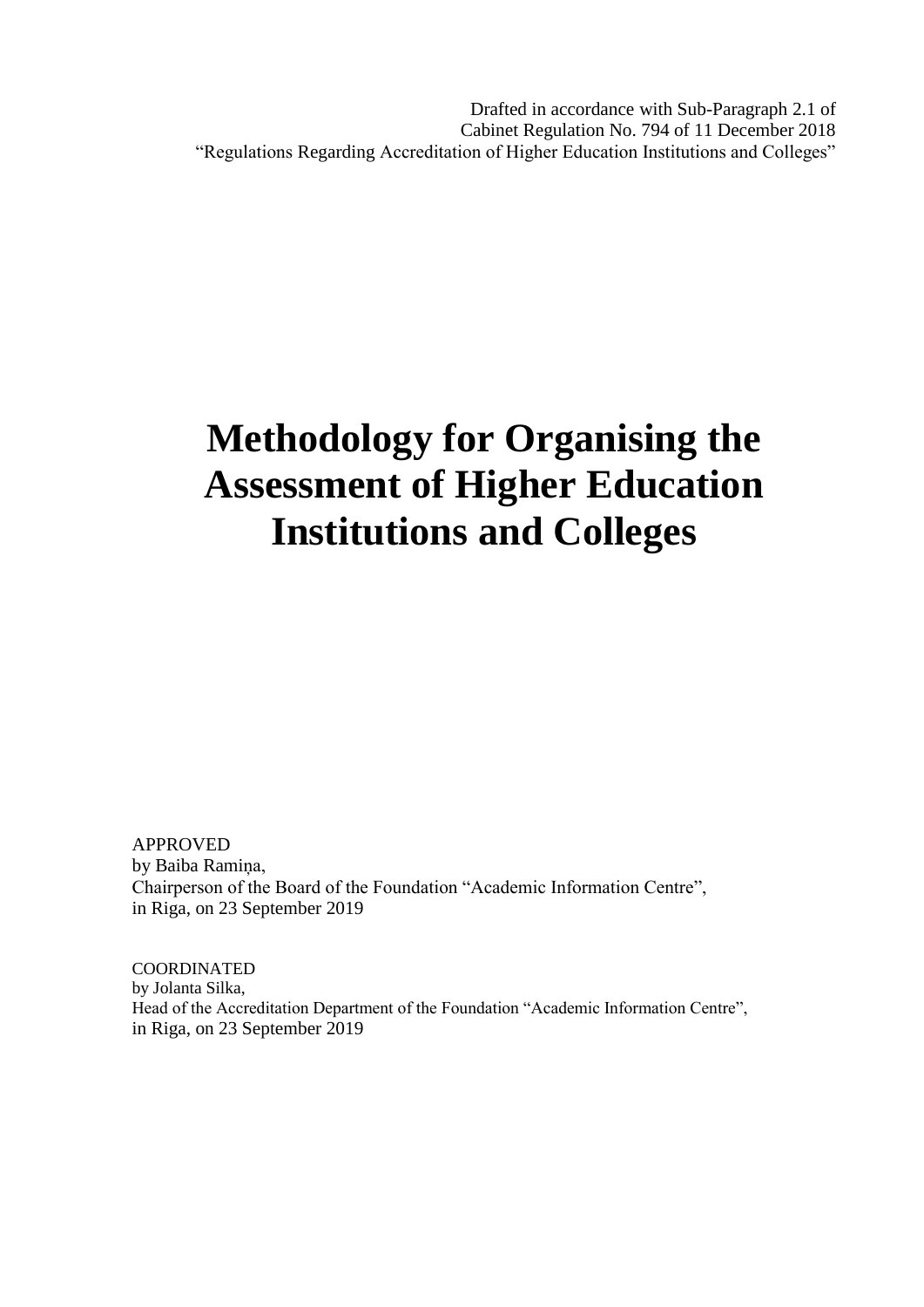Drafted in accordance with Sub-Paragraph 2.1 of
Cabinet Regulation No. 794 of 11 December 2018
"Regulations Regarding Accreditation of Higher Education Institutions and Colleges"

# Methodology for Organising the Assessment of Higher Education Institutions and Colleges

APPROVED
by Baiba Ramiņa,
Chairperson of the Board of the Foundation "Academic Information Centre",
in Riga, on 23 September 2019

COORDINATED
by Jolanta Silka,
Head of the Accreditation Department of the Foundation "Academic Information Centre",
in Riga, on 23 September 2019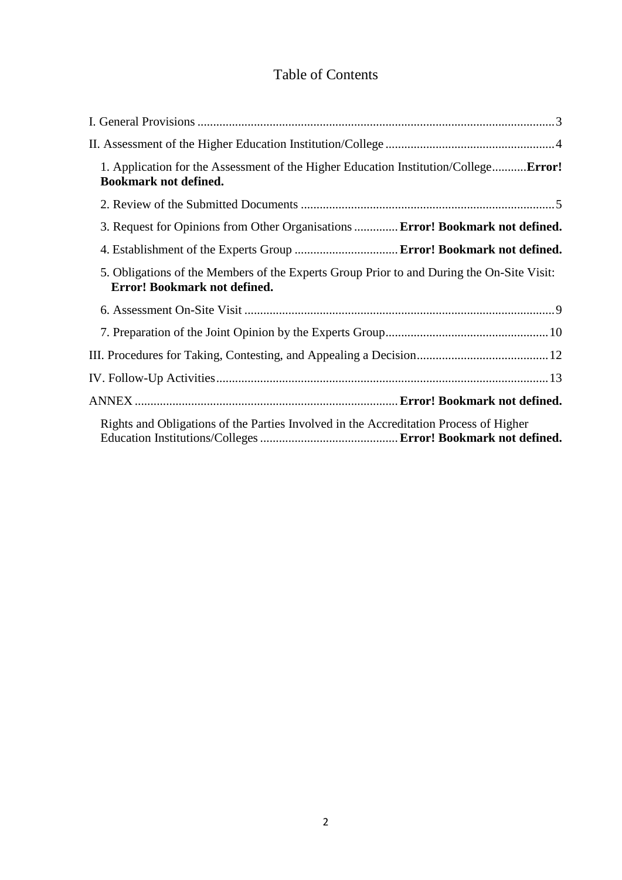# Table of Contents

I. General Provisions ....................................................................................................................3

II. Assessment of the Higher Education Institution/College .....................................................4

1. Application for the Assessment of the Higher Education Institution/College...........**Error! Bookmark not defined.**

2. Review of the Submitted Documents ...................................................................................5

3. Request for Opinions from Other Organisations .............**Error! Bookmark not defined.**

4. Establishment of the Experts Group ..................................**Error! Bookmark not defined.**

5. Obligations of the Members of the Experts Group Prior to and During the On-Site Visit: **Error! Bookmark not defined.**

6. Assessment On-Site Visit ......................................................................................................9

7. Preparation of the Joint Opinion by the Experts Group......................................................10

III. Procedures for Taking, Contesting, and Appealing a Decision..........................................12

IV. Follow-Up Activities..........................................................................................................13

ANNEX ....................................................................................**Error! Bookmark not defined.**

Rights and Obligations of the Parties Involved in the Accreditation Process of Higher Education Institutions/Colleges ............................................**Error! Bookmark not defined.**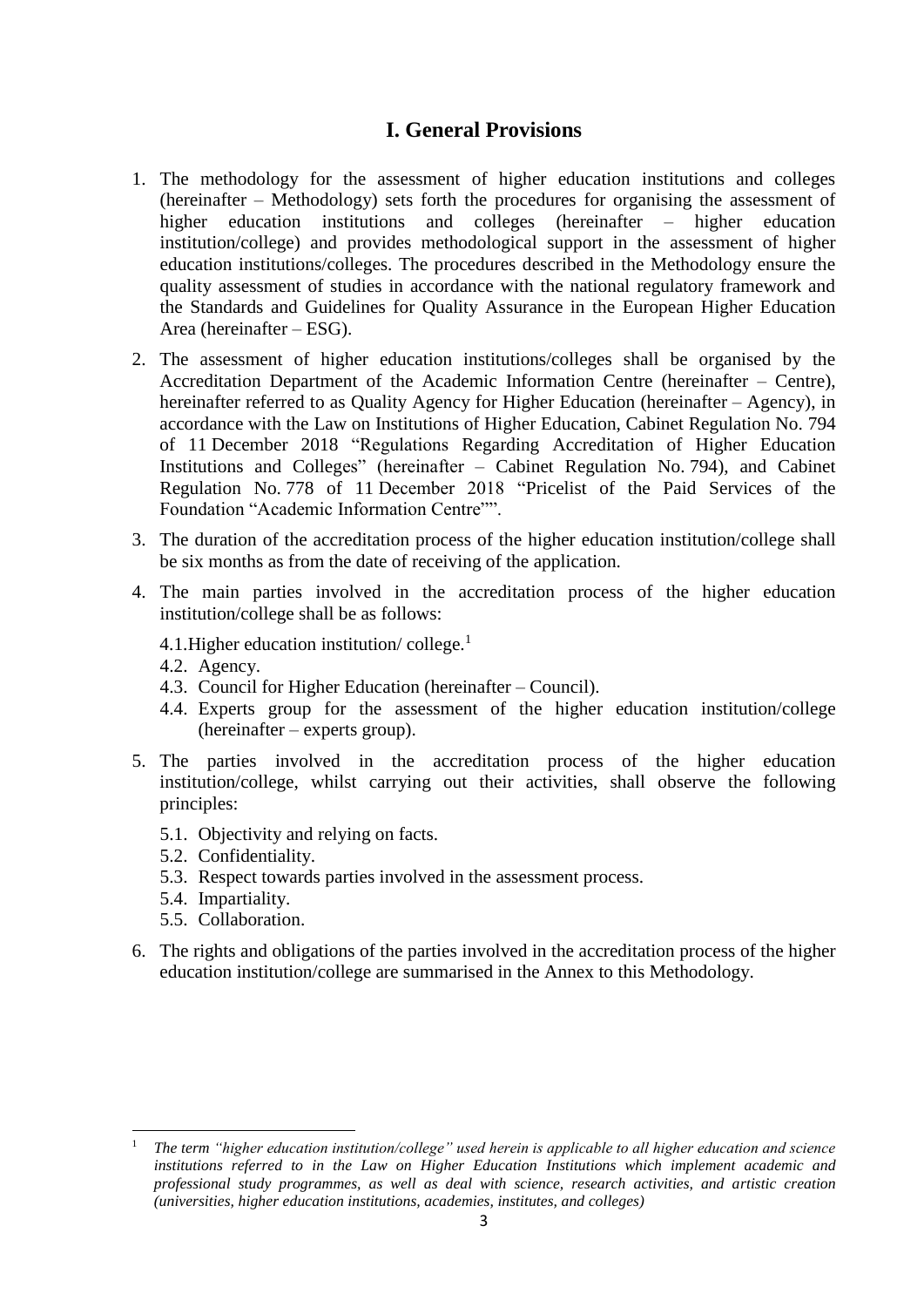# I. General Provisions

1. The methodology for the assessment of higher education institutions and colleges (hereinafter – Methodology) sets forth the procedures for organising the assessment of higher education institutions and colleges (hereinafter – higher education institution/college) and provides methodological support in the assessment of higher education institutions/colleges. The procedures described in the Methodology ensure the quality assessment of studies in accordance with the national regulatory framework and the Standards and Guidelines for Quality Assurance in the European Higher Education Area (hereinafter – ESG).

2. The assessment of higher education institutions/colleges shall be organised by the Accreditation Department of the Academic Information Centre (hereinafter – Centre), hereinafter referred to as Quality Agency for Higher Education (hereinafter – Agency), in accordance with the Law on Institutions of Higher Education, Cabinet Regulation No. 794 of 11 December 2018 "Regulations Regarding Accreditation of Higher Education Institutions and Colleges" (hereinafter – Cabinet Regulation No. 794), and Cabinet Regulation No. 778 of 11 December 2018 "Pricelist of the Paid Services of the Foundation "Academic Information Centre"".

3. The duration of the accreditation process of the higher education institution/college shall be six months as from the date of receiving of the application.

4. The main parties involved in the accreditation process of the higher education institution/college shall be as follows:
   - 4.1. Higher education institution/ college.[1]
   - 4.2. Agency.
   - 4.3. Council for Higher Education (hereinafter – Council).
   - 4.4. Experts group for the assessment of the higher education institution/college (hereinafter – experts group).

5. The parties involved in the accreditation process of the higher education institution/college, whilst carrying out their activities, shall observe the following principles:
   - 5.1. Objectivity and relying on facts.
   - 5.2. Confidentiality.
   - 5.3. Respect towards parties involved in the assessment process.
   - 5.4. Impartiality.
   - 5.5. Collaboration.

6. The rights and obligations of the parties involved in the accreditation process of the higher education institution/college are summarised in the Annex to this Methodology.

---

[1] *The term "higher education institution/college" used herein is applicable to all higher education and science institutions referred to in the Law on Higher Education Institutions which implement academic and professional study programmes, as well as deal with science, research activities, and artistic creation (universities, higher education institutions, academies, institutes, and colleges)*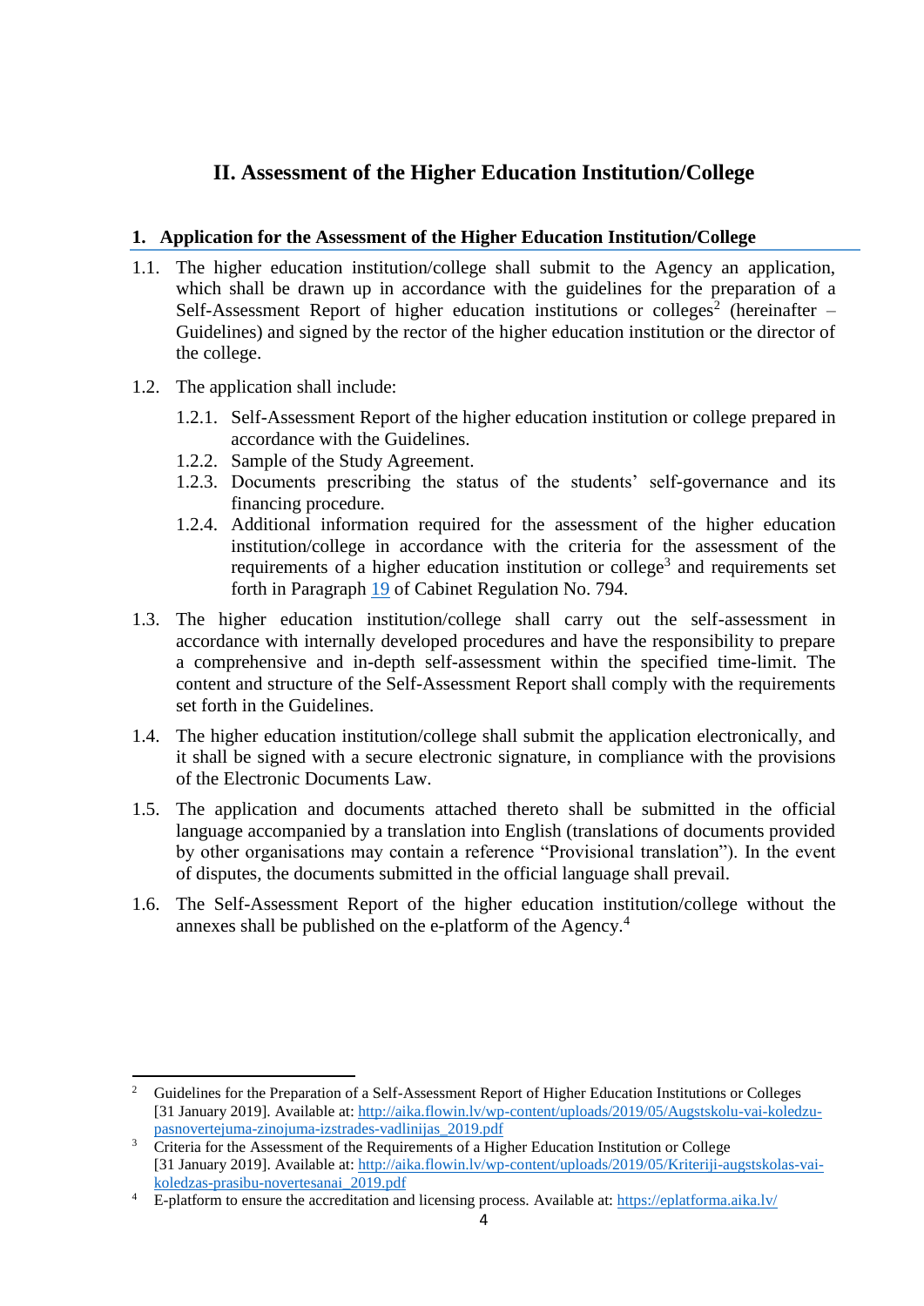## II. Assessment of the Higher Education Institution/College

### 1. Application for the Assessment of the Higher Education Institution/College

1.1. The higher education institution/college shall submit to the Agency an application, which shall be drawn up in accordance with the guidelines for the preparation of a Self-Assessment Report of higher education institutions or colleges[2] (hereinafter – Guidelines) and signed by the rector of the higher education institution or the director of the college.

1.2. The application shall include:

1.2.1. Self-Assessment Report of the higher education institution or college prepared in accordance with the Guidelines.

1.2.2. Sample of the Study Agreement.

1.2.3. Documents prescribing the status of the students' self-governance and its financing procedure.

1.2.4. Additional information required for the assessment of the higher education institution/college in accordance with the criteria for the assessment of the requirements of a higher education institution or college[3] and requirements set forth in Paragraph 19 of Cabinet Regulation No. 794.

1.3. The higher education institution/college shall carry out the self-assessment in accordance with internally developed procedures and have the responsibility to prepare a comprehensive and in-depth self-assessment within the specified time-limit. The content and structure of the Self-Assessment Report shall comply with the requirements set forth in the Guidelines.

1.4. The higher education institution/college shall submit the application electronically, and it shall be signed with a secure electronic signature, in compliance with the provisions of the Electronic Documents Law.

1.5. The application and documents attached thereto shall be submitted in the official language accompanied by a translation into English (translations of documents provided by other organisations may contain a reference "Provisional translation"). In the event of disputes, the documents submitted in the official language shall prevail.

1.6. The Self-Assessment Report of the higher education institution/college without the annexes shall be published on the e-platform of the Agency.[4]

---

[2] Guidelines for the Preparation of a Self-Assessment Report of Higher Education Institutions or Colleges [31 January 2019]. Available at: http://aika.flowin.lv/wp-content/uploads/2019/05/Augstskolu-vai-koledzu-pasnovertejuma-zinojuma-izstrades-vadlinijas_2019.pdf

[3] Criteria for the Assessment of the Requirements of a Higher Education Institution or College [31 January 2019]. Available at: http://aika.flowin.lv/wp-content/uploads/2019/05/Kriteriji-augstskolas-vai-koledzas-prasibu-novertesanai_2019.pdf

[4] E-platform to ensure the accreditation and licensing process. Available at: https://eplatforma.aika.lv/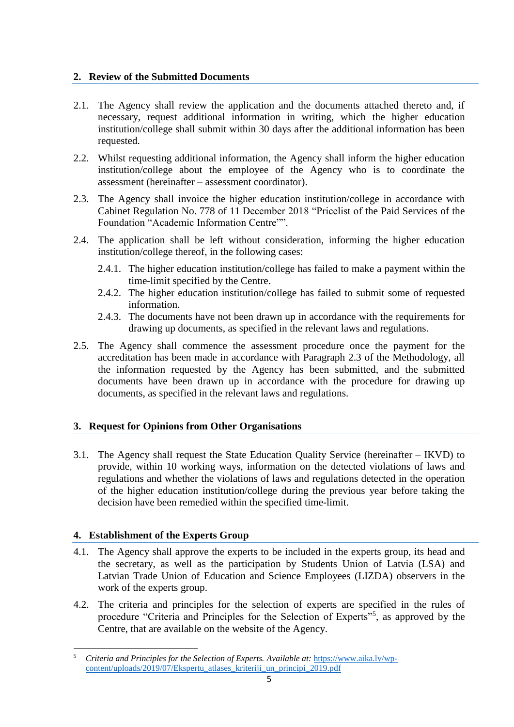## 2. Review of the Submitted Documents

2.1. The Agency shall review the application and the documents attached thereto and, if necessary, request additional information in writing, which the higher education institution/college shall submit within 30 days after the additional information has been requested.

2.2. Whilst requesting additional information, the Agency shall inform the higher education institution/college about the employee of the Agency who is to coordinate the assessment (hereinafter – assessment coordinator).

2.3. The Agency shall invoice the higher education institution/college in accordance with Cabinet Regulation No. 778 of 11 December 2018 "Pricelist of the Paid Services of the Foundation "Academic Information Centre"".

2.4. The application shall be left without consideration, informing the higher education institution/college thereof, in the following cases:

   2.4.1. The higher education institution/college has failed to make a payment within the time-limit specified by the Centre.
   
   2.4.2. The higher education institution/college has failed to submit some of requested information.
   
   2.4.3. The documents have not been drawn up in accordance with the requirements for drawing up documents, as specified in the relevant laws and regulations.

2.5. The Agency shall commence the assessment procedure once the payment for the accreditation has been made in accordance with Paragraph 2.3 of the Methodology, all the information requested by the Agency has been submitted, and the submitted documents have been drawn up in accordance with the procedure for drawing up documents, as specified in the relevant laws and regulations.

## 3. Request for Opinions from Other Organisations

3.1. The Agency shall request the State Education Quality Service (hereinafter – IKVD) to provide, within 10 working ways, information on the detected violations of laws and regulations and whether the violations of laws and regulations detected in the operation of the higher education institution/college during the previous year before taking the decision have been remedied within the specified time-limit.

## 4. Establishment of the Experts Group

4.1. The Agency shall approve the experts to be included in the experts group, its head and the secretary, as well as the participation by Students Union of Latvia (LSA) and Latvian Trade Union of Education and Science Employees (LIZDA) observers in the work of the experts group.

4.2. The criteria and principles for the selection of experts are specified in the rules of procedure "Criteria and Principles for the Selection of Experts"[5], as approved by the Centre, that are available on the website of the Agency.

---

[5] *Criteria and Principles for the Selection of Experts. Available at:* https://www.aika.lv/wp-content/uploads/2019/07/Ekspertu_atlases_kriteriji_un_principi_2019.pdf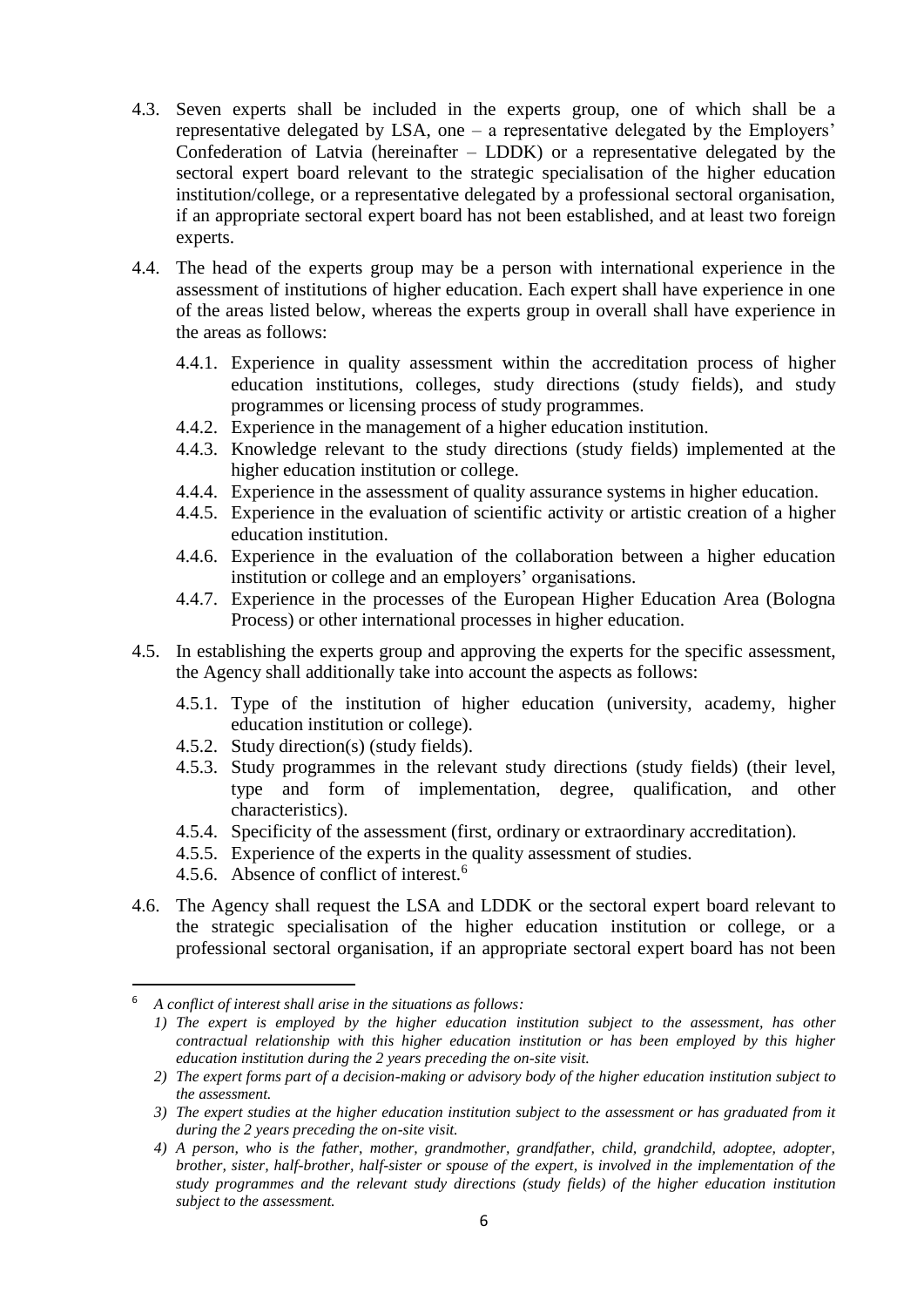4.3. Seven experts shall be included in the experts group, one of which shall be a representative delegated by LSA, one – a representative delegated by the Employers' Confederation of Latvia (hereinafter – LDDK) or a representative delegated by the sectoral expert board relevant to the strategic specialisation of the higher education institution/college, or a representative delegated by a professional sectoral organisation, if an appropriate sectoral expert board has not been established, and at least two foreign experts.

4.4. The head of the experts group may be a person with international experience in the assessment of institutions of higher education. Each expert shall have experience in one of the areas listed below, whereas the experts group in overall shall have experience in the areas as follows:

   4.4.1. Experience in quality assessment within the accreditation process of higher education institutions, colleges, study directions (study fields), and study programmes or licensing process of study programmes.

   4.4.2. Experience in the management of a higher education institution.

   4.4.3. Knowledge relevant to the study directions (study fields) implemented at the higher education institution or college.

   4.4.4. Experience in the assessment of quality assurance systems in higher education.

   4.4.5. Experience in the evaluation of scientific activity or artistic creation of a higher education institution.

   4.4.6. Experience in the evaluation of the collaboration between a higher education institution or college and an employers' organisations.

   4.4.7. Experience in the processes of the European Higher Education Area (Bologna Process) or other international processes in higher education.

4.5. In establishing the experts group and approving the experts for the specific assessment, the Agency shall additionally take into account the aspects as follows:

   4.5.1. Type of the institution of higher education (university, academy, higher education institution or college).

   4.5.2. Study direction(s) (study fields).

   4.5.3. Study programmes in the relevant study directions (study fields) (their level, type and form of implementation, degree, qualification, and other characteristics).

   4.5.4. Specificity of the assessment (first, ordinary or extraordinary accreditation).

   4.5.5. Experience of the experts in the quality assessment of studies.

   4.5.6. Absence of conflict of interest.[6]

4.6. The Agency shall request the LSA and LDDK or the sectoral expert board relevant to the strategic specialisation of the higher education institution or college, or a professional sectoral organisation, if an appropriate sectoral expert board has not been

---

[6] *A conflict of interest shall arise in the situations as follows:*

*1) The expert is employed by the higher education institution subject to the assessment, has other contractual relationship with this higher education institution or has been employed by this higher education institution during the 2 years preceding the on-site visit.*

*2) The expert forms part of a decision-making or advisory body of the higher education institution subject to the assessment.*

*3) The expert studies at the higher education institution subject to the assessment or has graduated from it during the 2 years preceding the on-site visit.*

*4) A person, who is the father, mother, grandmother, grandfather, child, grandchild, adoptee, adopter, brother, sister, half-brother, half-sister or spouse of the expert, is involved in the implementation of the study programmes and the relevant study directions (study fields) of the higher education institution subject to the assessment.*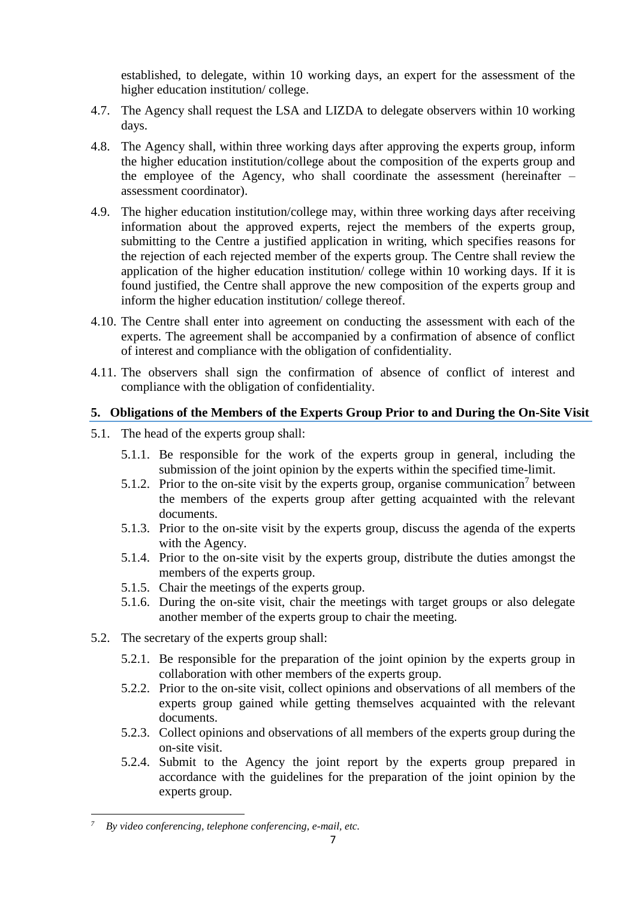established, to delegate, within 10 working days, an expert for the assessment of the higher education institution/ college.

4.7. The Agency shall request the LSA and LIZDA to delegate observers within 10 working days.

4.8. The Agency shall, within three working days after approving the experts group, inform the higher education institution/college about the composition of the experts group and the employee of the Agency, who shall coordinate the assessment (hereinafter – assessment coordinator).

4.9. The higher education institution/college may, within three working days after receiving information about the approved experts, reject the members of the experts group, submitting to the Centre a justified application in writing, which specifies reasons for the rejection of each rejected member of the experts group. The Centre shall review the application of the higher education institution/ college within 10 working days. If it is found justified, the Centre shall approve the new composition of the experts group and inform the higher education institution/ college thereof.

4.10. The Centre shall enter into agreement on conducting the assessment with each of the experts. The agreement shall be accompanied by a confirmation of absence of conflict of interest and compliance with the obligation of confidentiality.

4.11. The observers shall sign the confirmation of absence of conflict of interest and compliance with the obligation of confidentiality.

## 5. Obligations of the Members of the Experts Group Prior to and During the On-Site Visit

5.1. The head of the experts group shall:

- 5.1.1. Be responsible for the work of the experts group in general, including the submission of the joint opinion by the experts within the specified time-limit.
- 5.1.2. Prior to the on-site visit by the experts group, organise communication[7] between the members of the experts group after getting acquainted with the relevant documents.
- 5.1.3. Prior to the on-site visit by the experts group, discuss the agenda of the experts with the Agency.
- 5.1.4. Prior to the on-site visit by the experts group, distribute the duties amongst the members of the experts group.
- 5.1.5. Chair the meetings of the experts group.
- 5.1.6. During the on-site visit, chair the meetings with target groups or also delegate another member of the experts group to chair the meeting.

5.2. The secretary of the experts group shall:

- 5.2.1. Be responsible for the preparation of the joint opinion by the experts group in collaboration with other members of the experts group.
- 5.2.2. Prior to the on-site visit, collect opinions and observations of all members of the experts group gained while getting themselves acquainted with the relevant documents.
- 5.2.3. Collect opinions and observations of all members of the experts group during the on-site visit.
- 5.2.4. Submit to the Agency the joint report by the experts group prepared in accordance with the guidelines for the preparation of the joint opinion by the experts group.

---

[7] *By video conferencing, telephone conferencing, e-mail, etc.*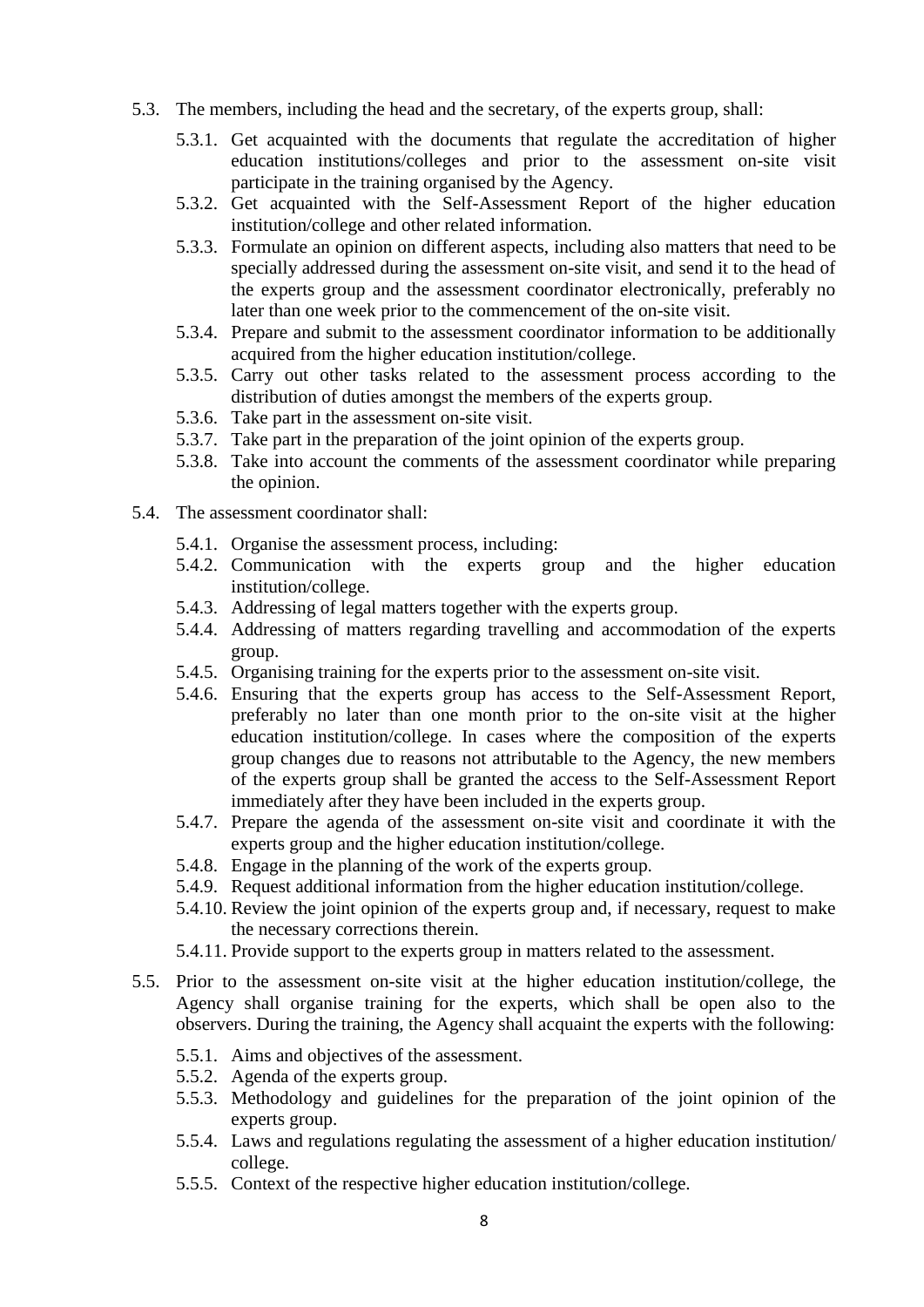5.3. The members, including the head and the secretary, of the experts group, shall:

5.3.1. Get acquainted with the documents that regulate the accreditation of higher education institutions/colleges and prior to the assessment on-site visit participate in the training organised by the Agency.

5.3.2. Get acquainted with the Self-Assessment Report of the higher education institution/college and other related information.

5.3.3. Formulate an opinion on different aspects, including also matters that need to be specially addressed during the assessment on-site visit, and send it to the head of the experts group and the assessment coordinator electronically, preferably no later than one week prior to the commencement of the on-site visit.

5.3.4. Prepare and submit to the assessment coordinator information to be additionally acquired from the higher education institution/college.

5.3.5. Carry out other tasks related to the assessment process according to the distribution of duties amongst the members of the experts group.

5.3.6. Take part in the assessment on-site visit.

5.3.7. Take part in the preparation of the joint opinion of the experts group.

5.3.8. Take into account the comments of the assessment coordinator while preparing the opinion.

5.4. The assessment coordinator shall:

5.4.1. Organise the assessment process, including:

5.4.2. Communication with the experts group and the higher education institution/college.

5.4.3. Addressing of legal matters together with the experts group.

5.4.4. Addressing of matters regarding travelling and accommodation of the experts group.

5.4.5. Organising training for the experts prior to the assessment on-site visit.

5.4.6. Ensuring that the experts group has access to the Self-Assessment Report, preferably no later than one month prior to the on-site visit at the higher education institution/college. In cases where the composition of the experts group changes due to reasons not attributable to the Agency, the new members of the experts group shall be granted the access to the Self-Assessment Report immediately after they have been included in the experts group.

5.4.7. Prepare the agenda of the assessment on-site visit and coordinate it with the experts group and the higher education institution/college.

5.4.8. Engage in the planning of the work of the experts group.

5.4.9. Request additional information from the higher education institution/college.

5.4.10. Review the joint opinion of the experts group and, if necessary, request to make the necessary corrections therein.

5.4.11. Provide support to the experts group in matters related to the assessment.

5.5. Prior to the assessment on-site visit at the higher education institution/college, the Agency shall organise training for the experts, which shall be open also to the observers. During the training, the Agency shall acquaint the experts with the following:

5.5.1. Aims and objectives of the assessment.

5.5.2. Agenda of the experts group.

5.5.3. Methodology and guidelines for the preparation of the joint opinion of the experts group.

5.5.4. Laws and regulations regulating the assessment of a higher education institution/ college.

5.5.5. Context of the respective higher education institution/college.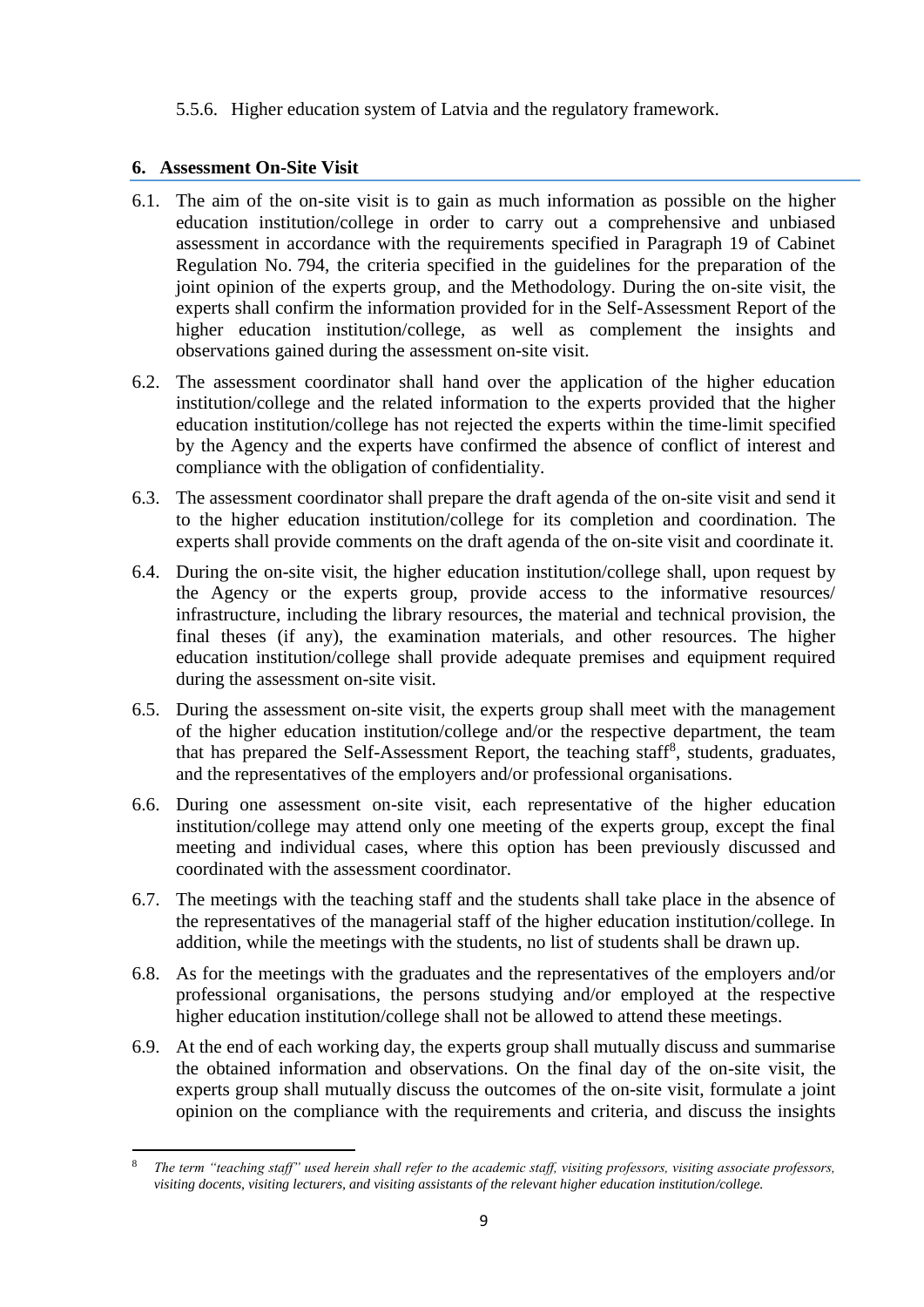5.5.6. Higher education system of Latvia and the regulatory framework.

## 6. Assessment On-Site Visit

6.1. The aim of the on-site visit is to gain as much information as possible on the higher education institution/college in order to carry out a comprehensive and unbiased assessment in accordance with the requirements specified in Paragraph 19 of Cabinet Regulation No. 794, the criteria specified in the guidelines for the preparation of the joint opinion of the experts group, and the Methodology. During the on-site visit, the experts shall confirm the information provided for in the Self-Assessment Report of the higher education institution/college, as well as complement the insights and observations gained during the assessment on-site visit.

6.2. The assessment coordinator shall hand over the application of the higher education institution/college and the related information to the experts provided that the higher education institution/college has not rejected the experts within the time-limit specified by the Agency and the experts have confirmed the absence of conflict of interest and compliance with the obligation of confidentiality.

6.3. The assessment coordinator shall prepare the draft agenda of the on-site visit and send it to the higher education institution/college for its completion and coordination. The experts shall provide comments on the draft agenda of the on-site visit and coordinate it.

6.4. During the on-site visit, the higher education institution/college shall, upon request by the Agency or the experts group, provide access to the informative resources/ infrastructure, including the library resources, the material and technical provision, the final theses (if any), the examination materials, and other resources. The higher education institution/college shall provide adequate premises and equipment required during the assessment on-site visit.

6.5. During the assessment on-site visit, the experts group shall meet with the management of the higher education institution/college and/or the respective department, the team that has prepared the Self-Assessment Report, the teaching staff[8], students, graduates, and the representatives of the employers and/or professional organisations.

6.6. During one assessment on-site visit, each representative of the higher education institution/college may attend only one meeting of the experts group, except the final meeting and individual cases, where this option has been previously discussed and coordinated with the assessment coordinator.

6.7. The meetings with the teaching staff and the students shall take place in the absence of the representatives of the managerial staff of the higher education institution/college. In addition, while the meetings with the students, no list of students shall be drawn up.

6.8. As for the meetings with the graduates and the representatives of the employers and/or professional organisations, the persons studying and/or employed at the respective higher education institution/college shall not be allowed to attend these meetings.

6.9. At the end of each working day, the experts group shall mutually discuss and summarise the obtained information and observations. On the final day of the on-site visit, the experts group shall mutually discuss the outcomes of the on-site visit, formulate a joint opinion on the compliance with the requirements and criteria, and discuss the insights

[8] *The term "teaching staff" used herein shall refer to the academic staff, visiting professors, visiting associate professors, visiting docents, visiting lecturers, and visiting assistants of the relevant higher education institution/college.*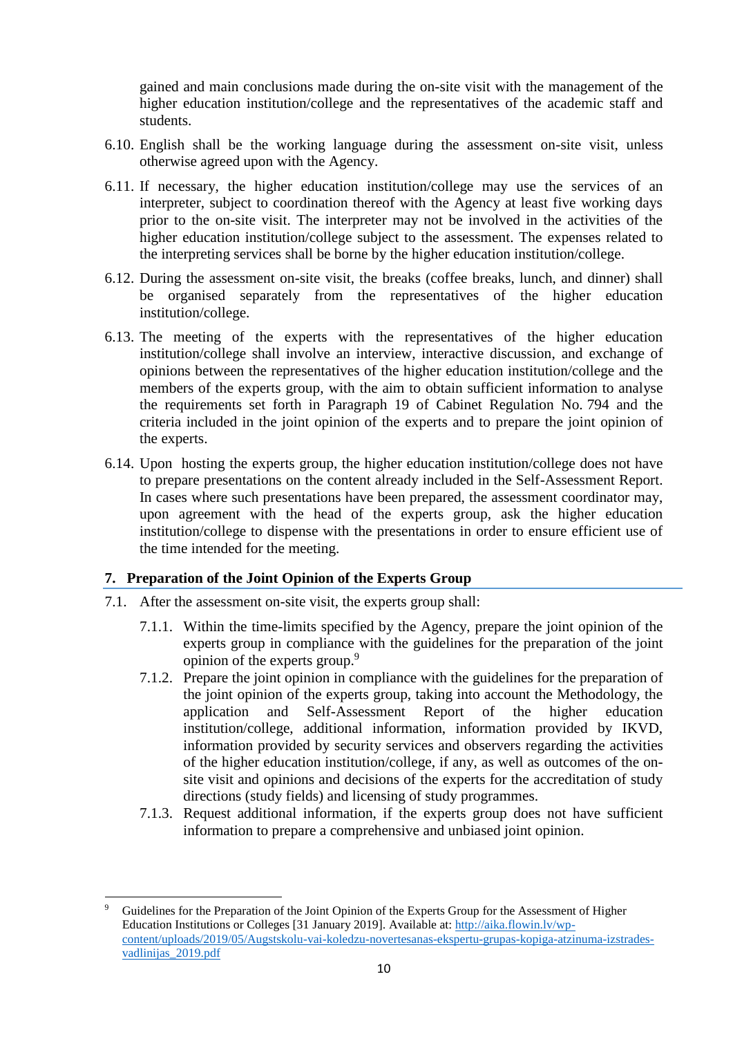gained and main conclusions made during the on-site visit with the management of the higher education institution/college and the representatives of the academic staff and students.

6.10. English shall be the working language during the assessment on-site visit, unless otherwise agreed upon with the Agency.

6.11. If necessary, the higher education institution/college may use the services of an interpreter, subject to coordination thereof with the Agency at least five working days prior to the on-site visit. The interpreter may not be involved in the activities of the higher education institution/college subject to the assessment. The expenses related to the interpreting services shall be borne by the higher education institution/college.

6.12. During the assessment on-site visit, the breaks (coffee breaks, lunch, and dinner) shall be organised separately from the representatives of the higher education institution/college.

6.13. The meeting of the experts with the representatives of the higher education institution/college shall involve an interview, interactive discussion, and exchange of opinions between the representatives of the higher education institution/college and the members of the experts group, with the aim to obtain sufficient information to analyse the requirements set forth in Paragraph 19 of Cabinet Regulation No. 794 and the criteria included in the joint opinion of the experts and to prepare the joint opinion of the experts.

6.14. Upon hosting the experts group, the higher education institution/college does not have to prepare presentations on the content already included in the Self-Assessment Report. In cases where such presentations have been prepared, the assessment coordinator may, upon agreement with the head of the experts group, ask the higher education institution/college to dispense with the presentations in order to ensure efficient use of the time intended for the meeting.

## 7. Preparation of the Joint Opinion of the Experts Group

7.1. After the assessment on-site visit, the experts group shall:

7.1.1. Within the time-limits specified by the Agency, prepare the joint opinion of the experts group in compliance with the guidelines for the preparation of the joint opinion of the experts group.[9]

7.1.2. Prepare the joint opinion in compliance with the guidelines for the preparation of the joint opinion of the experts group, taking into account the Methodology, the application and Self-Assessment Report of the higher education institution/college, additional information, information provided by IKVD, information provided by security services and observers regarding the activities of the higher education institution/college, if any, as well as outcomes of the on-site visit and opinions and decisions of the experts for the accreditation of study directions (study fields) and licensing of study programmes.

7.1.3. Request additional information, if the experts group does not have sufficient information to prepare a comprehensive and unbiased joint opinion.

---

[9] Guidelines for the Preparation of the Joint Opinion of the Experts Group for the Assessment of Higher Education Institutions or Colleges [31 January 2019]. Available at: http://aika.flowin.lv/wp-content/uploads/2019/05/Augstskolu-vai-koledzu-novertesanas-ekspertu-grupas-kopiga-atzinuma-izstrades-vadlinijas_2019.pdf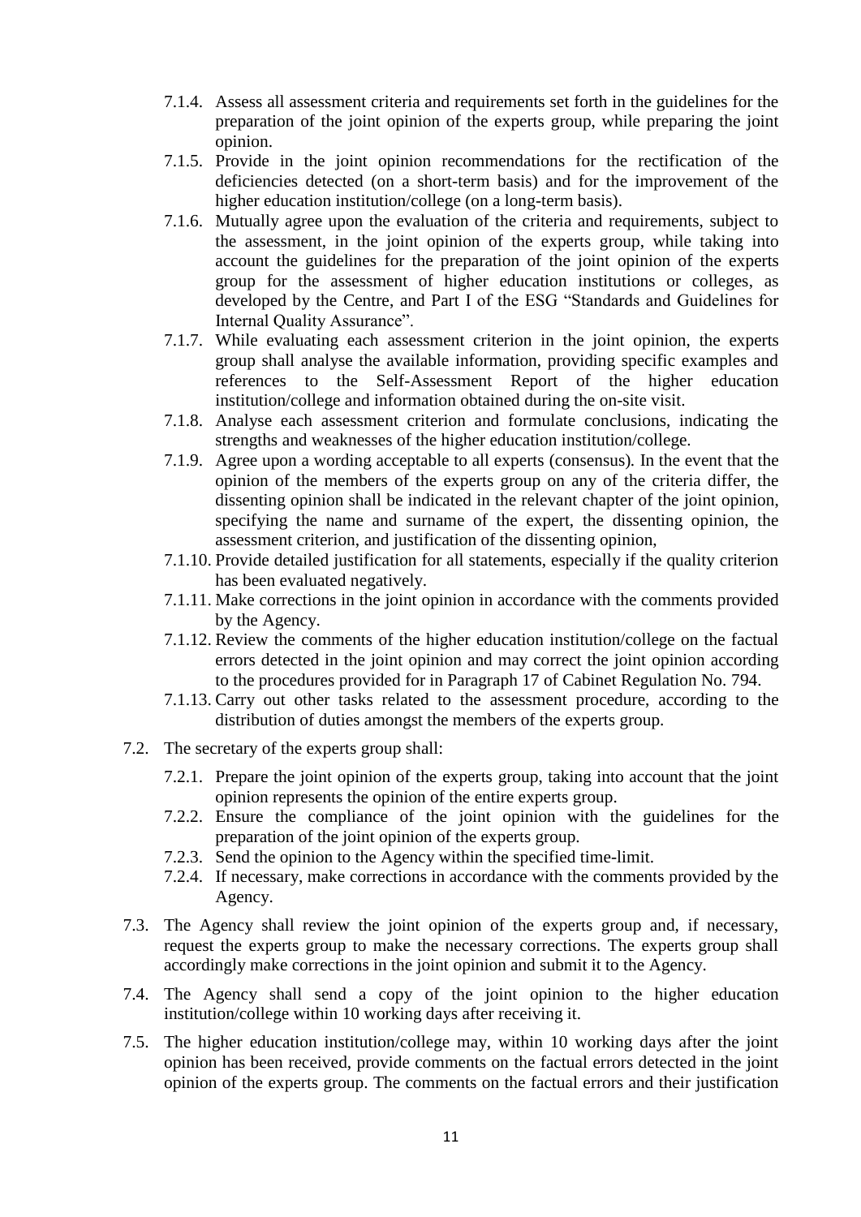- 7.1.4. Assess all assessment criteria and requirements set forth in the guidelines for the preparation of the joint opinion of the experts group, while preparing the joint opinion.
- 7.1.5. Provide in the joint opinion recommendations for the rectification of the deficiencies detected (on a short-term basis) and for the improvement of the higher education institution/college (on a long-term basis).
- 7.1.6. Mutually agree upon the evaluation of the criteria and requirements, subject to the assessment, in the joint opinion of the experts group, while taking into account the guidelines for the preparation of the joint opinion of the experts group for the assessment of higher education institutions or colleges, as developed by the Centre, and Part I of the ESG "Standards and Guidelines for Internal Quality Assurance".
- 7.1.7. While evaluating each assessment criterion in the joint opinion, the experts group shall analyse the available information, providing specific examples and references to the Self-Assessment Report of the higher education institution/college and information obtained during the on-site visit.
- 7.1.8. Analyse each assessment criterion and formulate conclusions, indicating the strengths and weaknesses of the higher education institution/college.
- 7.1.9. Agree upon a wording acceptable to all experts (consensus). In the event that the opinion of the members of the experts group on any of the criteria differ, the dissenting opinion shall be indicated in the relevant chapter of the joint opinion, specifying the name and surname of the expert, the dissenting opinion, the assessment criterion, and justification of the dissenting opinion,
- 7.1.10. Provide detailed justification for all statements, especially if the quality criterion has been evaluated negatively.
- 7.1.11. Make corrections in the joint opinion in accordance with the comments provided by the Agency.
- 7.1.12. Review the comments of the higher education institution/college on the factual errors detected in the joint opinion and may correct the joint opinion according to the procedures provided for in Paragraph 17 of Cabinet Regulation No. 794.
- 7.1.13. Carry out other tasks related to the assessment procedure, according to the distribution of duties amongst the members of the experts group.

7.2. The secretary of the experts group shall:

- 7.2.1. Prepare the joint opinion of the experts group, taking into account that the joint opinion represents the opinion of the entire experts group.
- 7.2.2. Ensure the compliance of the joint opinion with the guidelines for the preparation of the joint opinion of the experts group.
- 7.2.3. Send the opinion to the Agency within the specified time-limit.
- 7.2.4. If necessary, make corrections in accordance with the comments provided by the Agency.

7.3. The Agency shall review the joint opinion of the experts group and, if necessary, request the experts group to make the necessary corrections. The experts group shall accordingly make corrections in the joint opinion and submit it to the Agency.

7.4. The Agency shall send a copy of the joint opinion to the higher education institution/college within 10 working days after receiving it.

7.5. The higher education institution/college may, within 10 working days after the joint opinion has been received, provide comments on the factual errors detected in the joint opinion of the experts group. The comments on the factual errors and their justification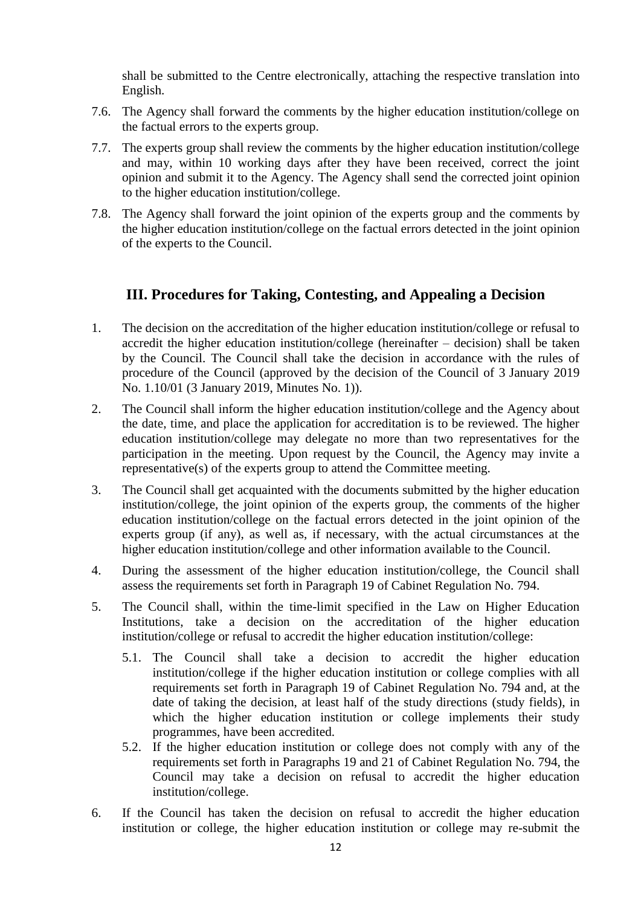shall be submitted to the Centre electronically, attaching the respective translation into English.

7.6. The Agency shall forward the comments by the higher education institution/college on the factual errors to the experts group.

7.7. The experts group shall review the comments by the higher education institution/college and may, within 10 working days after they have been received, correct the joint opinion and submit it to the Agency. The Agency shall send the corrected joint opinion to the higher education institution/college.

7.8. The Agency shall forward the joint opinion of the experts group and the comments by the higher education institution/college on the factual errors detected in the joint opinion of the experts to the Council.

## III. Procedures for Taking, Contesting, and Appealing a Decision

1. The decision on the accreditation of the higher education institution/college or refusal to accredit the higher education institution/college (hereinafter – decision) shall be taken by the Council. The Council shall take the decision in accordance with the rules of procedure of the Council (approved by the decision of the Council of 3 January 2019 No. 1.10/01 (3 January 2019, Minutes No. 1)).

2. The Council shall inform the higher education institution/college and the Agency about the date, time, and place the application for accreditation is to be reviewed. The higher education institution/college may delegate no more than two representatives for the participation in the meeting. Upon request by the Council, the Agency may invite a representative(s) of the experts group to attend the Committee meeting.

3. The Council shall get acquainted with the documents submitted by the higher education institution/college, the joint opinion of the experts group, the comments of the higher education institution/college on the factual errors detected in the joint opinion of the experts group (if any), as well as, if necessary, with the actual circumstances at the higher education institution/college and other information available to the Council.

4. During the assessment of the higher education institution/college, the Council shall assess the requirements set forth in Paragraph 19 of Cabinet Regulation No. 794.

5. The Council shall, within the time-limit specified in the Law on Higher Education Institutions, take a decision on the accreditation of the higher education institution/college or refusal to accredit the higher education institution/college:

   5.1. The Council shall take a decision to accredit the higher education institution/college if the higher education institution or college complies with all requirements set forth in Paragraph 19 of Cabinet Regulation No. 794 and, at the date of taking the decision, at least half of the study directions (study fields), in which the higher education institution or college implements their study programmes, have been accredited.

   5.2. If the higher education institution or college does not comply with any of the requirements set forth in Paragraphs 19 and 21 of Cabinet Regulation No. 794, the Council may take a decision on refusal to accredit the higher education institution/college.

6. If the Council has taken the decision on refusal to accredit the higher education institution or college, the higher education institution or college may re-submit the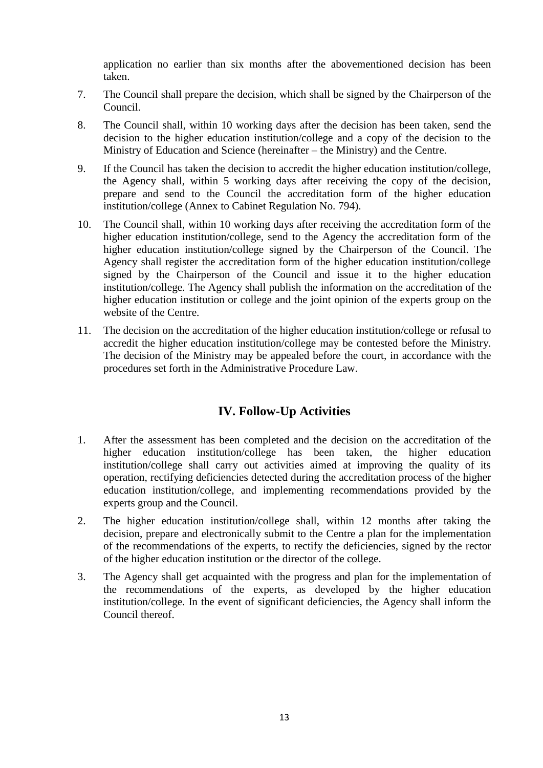application no earlier than six months after the abovementioned decision has been taken.

7. The Council shall prepare the decision, which shall be signed by the Chairperson of the Council.
8. The Council shall, within 10 working days after the decision has been taken, send the decision to the higher education institution/college and a copy of the decision to the Ministry of Education and Science (hereinafter – the Ministry) and the Centre.
9. If the Council has taken the decision to accredit the higher education institution/college, the Agency shall, within 5 working days after receiving the copy of the decision, prepare and send to the Council the accreditation form of the higher education institution/college (Annex to Cabinet Regulation No. 794).
10. The Council shall, within 10 working days after receiving the accreditation form of the higher education institution/college, send to the Agency the accreditation form of the higher education institution/college signed by the Chairperson of the Council. The Agency shall register the accreditation form of the higher education institution/college signed by the Chairperson of the Council and issue it to the higher education institution/college. The Agency shall publish the information on the accreditation of the higher education institution or college and the joint opinion of the experts group on the website of the Centre.
11. The decision on the accreditation of the higher education institution/college or refusal to accredit the higher education institution/college may be contested before the Ministry. The decision of the Ministry may be appealed before the court, in accordance with the procedures set forth in the Administrative Procedure Law.

## IV. Follow-Up Activities

1. After the assessment has been completed and the decision on the accreditation of the higher education institution/college has been taken, the higher education institution/college shall carry out activities aimed at improving the quality of its operation, rectifying deficiencies detected during the accreditation process of the higher education institution/college, and implementing recommendations provided by the experts group and the Council.
2. The higher education institution/college shall, within 12 months after taking the decision, prepare and electronically submit to the Centre a plan for the implementation of the recommendations of the experts, to rectify the deficiencies, signed by the rector of the higher education institution or the director of the college.
3. The Agency shall get acquainted with the progress and plan for the implementation of the recommendations of the experts, as developed by the higher education institution/college. In the event of significant deficiencies, the Agency shall inform the Council thereof.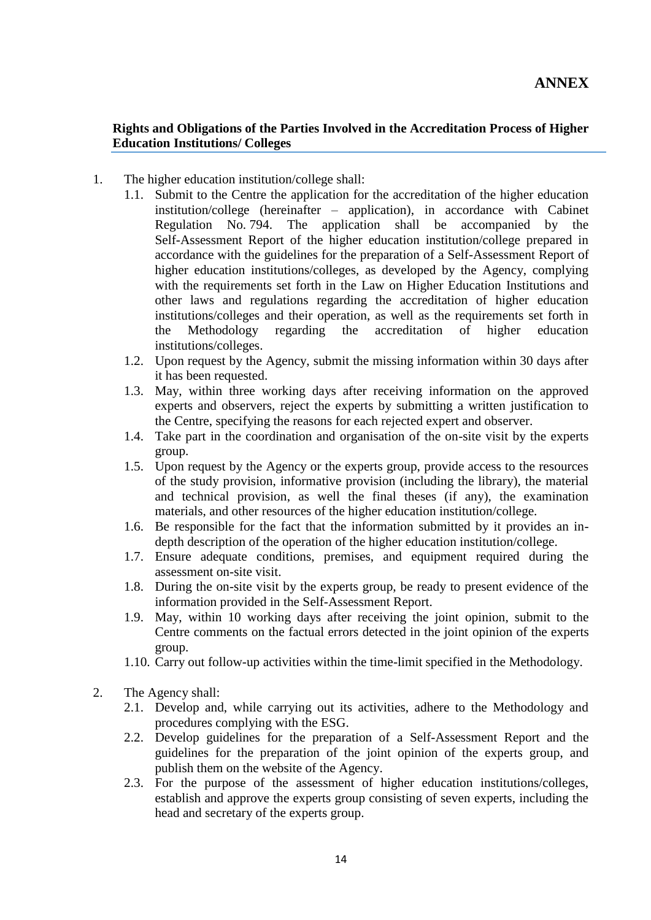# ANNEX

**Rights and Obligations of the Parties Involved in the Accreditation Process of Higher Education Institutions/ Colleges**

1. The higher education institution/college shall:
   1.1. Submit to the Centre the application for the accreditation of the higher education institution/college (hereinafter – application), in accordance with Cabinet Regulation No. 794. The application shall be accompanied by the Self-Assessment Report of the higher education institution/college prepared in accordance with the guidelines for the preparation of a Self-Assessment Report of higher education institutions/colleges, as developed by the Agency, complying with the requirements set forth in the Law on Higher Education Institutions and other laws and regulations regarding the accreditation of higher education institutions/colleges and their operation, as well as the requirements set forth in the Methodology regarding the accreditation of higher education institutions/colleges.
   1.2. Upon request by the Agency, submit the missing information within 30 days after it has been requested.
   1.3. May, within three working days after receiving information on the approved experts and observers, reject the experts by submitting a written justification to the Centre, specifying the reasons for each rejected expert and observer.
   1.4. Take part in the coordination and organisation of the on-site visit by the experts group.
   1.5. Upon request by the Agency or the experts group, provide access to the resources of the study provision, informative provision (including the library), the material and technical provision, as well the final theses (if any), the examination materials, and other resources of the higher education institution/college.
   1.6. Be responsible for the fact that the information submitted by it provides an in-depth description of the operation of the higher education institution/college.
   1.7. Ensure adequate conditions, premises, and equipment required during the assessment on-site visit.
   1.8. During the on-site visit by the experts group, be ready to present evidence of the information provided in the Self-Assessment Report.
   1.9. May, within 10 working days after receiving the joint opinion, submit to the Centre comments on the factual errors detected in the joint opinion of the experts group.
   1.10. Carry out follow-up activities within the time-limit specified in the Methodology.

2. The Agency shall:
   2.1. Develop and, while carrying out its activities, adhere to the Methodology and procedures complying with the ESG.
   2.2. Develop guidelines for the preparation of a Self-Assessment Report and the guidelines for the preparation of the joint opinion of the experts group, and publish them on the website of the Agency.
   2.3. For the purpose of the assessment of higher education institutions/colleges, establish and approve the experts group consisting of seven experts, including the head and secretary of the experts group.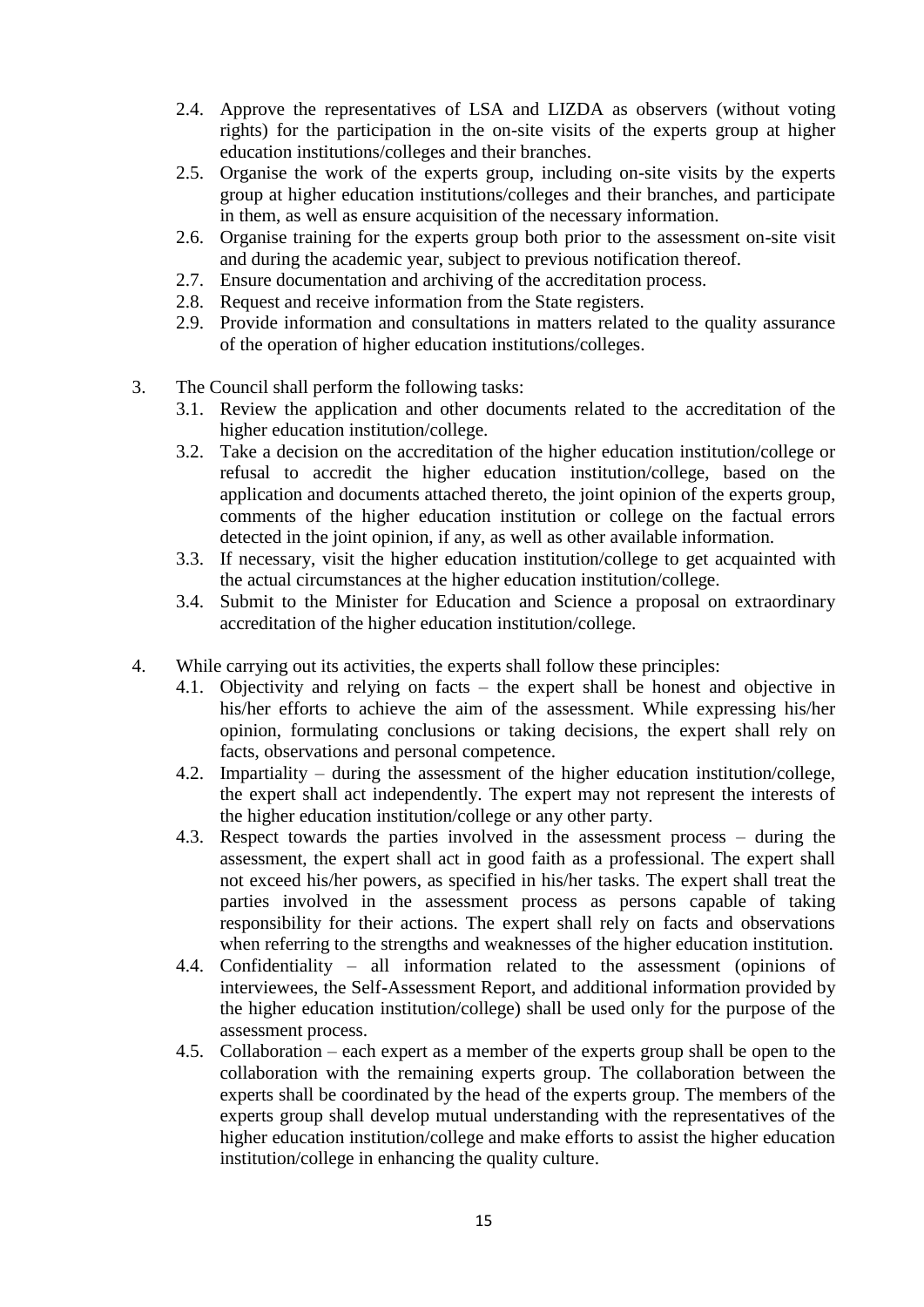2.4. Approve the representatives of LSA and LIZDA as observers (without voting rights) for the participation in the on-site visits of the experts group at higher education institutions/colleges and their branches.

2.5. Organise the work of the experts group, including on-site visits by the experts group at higher education institutions/colleges and their branches, and participate in them, as well as ensure acquisition of the necessary information.

2.6. Organise training for the experts group both prior to the assessment on-site visit and during the academic year, subject to previous notification thereof.

2.7. Ensure documentation and archiving of the accreditation process.

2.8. Request and receive information from the State registers.

2.9. Provide information and consultations in matters related to the quality assurance of the operation of higher education institutions/colleges.

3. The Council shall perform the following tasks:

3.1. Review the application and other documents related to the accreditation of the higher education institution/college.

3.2. Take a decision on the accreditation of the higher education institution/college or refusal to accredit the higher education institution/college, based on the application and documents attached thereto, the joint opinion of the experts group, comments of the higher education institution or college on the factual errors detected in the joint opinion, if any, as well as other available information.

3.3. If necessary, visit the higher education institution/college to get acquainted with the actual circumstances at the higher education institution/college.

3.4. Submit to the Minister for Education and Science a proposal on extraordinary accreditation of the higher education institution/college.

4. While carrying out its activities, the experts shall follow these principles:

4.1. Objectivity and relying on facts – the expert shall be honest and objective in his/her efforts to achieve the aim of the assessment. While expressing his/her opinion, formulating conclusions or taking decisions, the expert shall rely on facts, observations and personal competence.

4.2. Impartiality – during the assessment of the higher education institution/college, the expert shall act independently. The expert may not represent the interests of the higher education institution/college or any other party.

4.3. Respect towards the parties involved in the assessment process – during the assessment, the expert shall act in good faith as a professional. The expert shall not exceed his/her powers, as specified in his/her tasks. The expert shall treat the parties involved in the assessment process as persons capable of taking responsibility for their actions. The expert shall rely on facts and observations when referring to the strengths and weaknesses of the higher education institution.

4.4. Confidentiality – all information related to the assessment (opinions of interviewees, the Self-Assessment Report, and additional information provided by the higher education institution/college) shall be used only for the purpose of the assessment process.

4.5. Collaboration – each expert as a member of the experts group shall be open to the collaboration with the remaining experts group. The collaboration between the experts shall be coordinated by the head of the experts group. The members of the experts group shall develop mutual understanding with the representatives of the higher education institution/college and make efforts to assist the higher education institution/college in enhancing the quality culture.